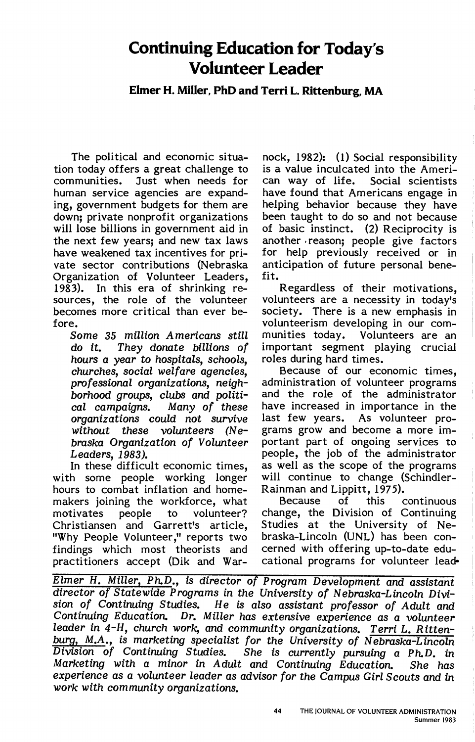# Continuing Education for Today's Volunteer Leader

**Elmer H. Miller, PhD and Terri L. Rittenburg, MA**

The political and economic situation today offers a great challenge to communities. Just when needs for human service agencies are expanding, government budgets for them are down; private nonprofit organizations will lose billions in government aid in the next few years; and new tax laws have weakened tax incentives for private sector contributions (Nebraska Organization of Volunteer Leaders, 1983). In this era of shrinking resources, the role of the volunteer becomes more critical than ever before.

> *Some 35 million Americans still do it. They donate billions of hours a year to hospitals, schools, churches, social welfare agencies, professional organizations, neighborhood groups, clubs and political campaigns. Many of these organizations could not survive without these volunteers (Nebraska Organization of Volunteer Leaders, 1983).*

In these difficult economic times, with some people working longer hours to combat inflation and homemakers joining the workforce, what motivates people to volunteer? Christiansen and Garrett's article, "Why People Volunteer," reports two findings which most theorists and practitioners accept (Dik and Warnock, 1982): (1) Social responsibility is a value inculcated into the American way of life. Social scientists have found that Americans engage in helping behavior because they have been taught to do so and not because of basic instinct. (2) Reciprocity is another reason; people give factors for help previously received or in anticipation of future personal benefit.

Regardless of their motivations, volunteers are a necessity in today's society. There is a new emphasis in volunteerism developing in our communities today. Volunteers are an important segment playing crucial roles during hard times.

Because of our economic times, administration of volunteer programs and the role of the administrator have increased in importance in the last few years. As volunteer programs grow and become a more important part of ongoing services to people, the job of the administrator as well as the scope of the programs will continue to change (Schindler-Rainman and Lippitt, 1975).

Because of this continuous change, the Division of Continuing Studies at the University of Nebraska-Lincoln (UNL) has been concerned with offering up-to-date educational programs for volunteer lead-

---

*Elmer H. Miller, Ph.D., is director of Program Development and assistant director of Statewide Programs in the University of Nebraska-Lincoln Division of Continuing Studies. He is also assistant professor of Adult and Continuing Education. Dr. Miller has extensive experience as a volunteer leader in 4-H, church work, and community organizations. Terri L. Rittenburg, M.A., is marketing specialist for the University of Nebraska-Lincoln Division of Continuing Studies. She is currently pursuing a Ph.D. in Marketing with a minor in Adult and Continuing Education. She has experience as a volunteer leader as advisor for the Campus Girl Scouts and in work with community organizations.*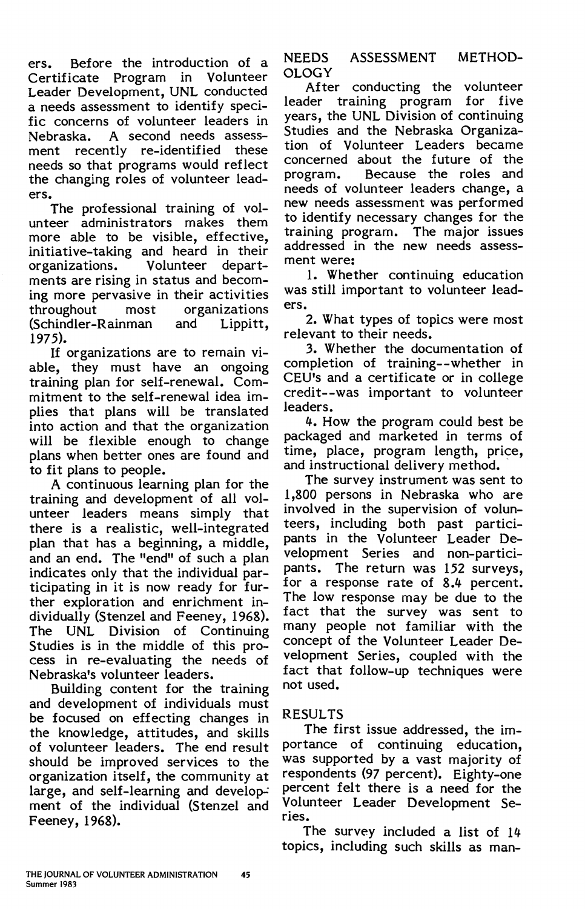ers. Before the introduction of a Certificate Program in Volunteer Leader Development, UNL conducted a needs assessment to identify specific concerns of volunteer leaders in Nebraska. A second needs assessment recently re-identified these needs so that programs would reflect the changing roles of volunteer leaders.

The professional training of volunteer administrators makes them more able to be visible, effective, initiative-taking and heard in their organizations. Volunteer departments are rising in status and becoming more pervasive in their activities throughout most organizations (Schindler-Rainman and Lippitt, 1975).

If organizations are to remain viable, they must have an ongoing training plan for self-renewal. Commitment to the self-renewal idea implies that plans will be translated into action and that the organization will be flexible enough to change plans when better ones are found and to fit plans to people.

A continuous learning plan for the training and development of all volunteer leaders means simply that there is a realistic, well-integrated plan that has a beginning, a middle, and an end. The "end" of such a plan indicates only that the individual participating in it is now ready for further exploration and enrichment individually (Stenzel and Feeney, 1968). The UNL Division of Continuing Studies is in the middle of this process in re-evaluating the needs of Nebraska's volunteer leaders.

Building content for the training and development of individuals must be focused on effecting changes in the knowledge, attitudes, and skills of volunteer leaders. The end result should be improved services to the organization itself, the community at large, and self-learning and development of the individual (Stenzel and Feeney, 1968).

## NEEDS ASSESSMENT METHODOLOGY

After conducting the volunteer leader training program for five years, the UNL Division of continuing Studies and the Nebraska Organization of Volunteer Leaders became concerned about the future of the program. Because the roles and needs of volunteer leaders change, a new needs assessment was performed to identify necessary changes for the training program. The major issues addressed in the new needs assessment were:

1. Whether continuing education was still important to volunteer leaders.
2. What types of topics were most relevant to their needs.
3. Whether the documentation of completion of training--whether in CEU's and a certificate or in college credit--was important to volunteer leaders.
4. How the program could best be packaged and marketed in terms of time, place, program length, price, and instructional delivery method.

The survey instrument was sent to 1,800 persons in Nebraska who are involved in the supervision of volunteers, including both past participants in the Volunteer Leader Development Series and non-participants. The return was 152 surveys, for a response rate of 8.4 percent. The low response may be due to the fact that the survey was sent to many people not familiar with the concept of the Volunteer Leader Development Series, coupled with the fact that follow-up techniques were not used.

## RESULTS

The first issue addressed, the importance of continuing education, was supported by a vast majority of respondents (97 percent). Eighty-one percent felt there is a need for the Volunteer Leader Development Series.

The survey included a list of 14 topics, including such skills as man-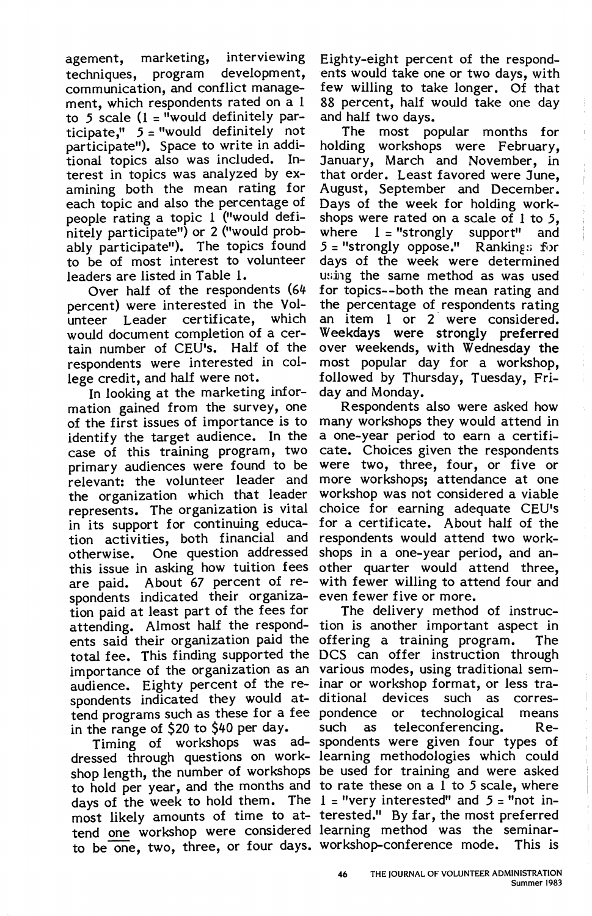agement, marketing, interviewing techniques, program development, communication, and conflict management, which respondents rated on a 1 to 5 scale (1 = "would definitely participate," 5 = "would definitely not participate"). Space to write in additional topics also was included. Interest in topics was analyzed by examining both the mean rating for each topic and also the percentage of people rating a topic 1 ("would definitely participate") or 2 ("would probably participate"). The topics found to be of most interest to volunteer leaders are listed in Table 1.

Over half of the respondents (64 percent) were interested in the Volunteer Leader certificate, which would document completion of a certain number of CEU's. Half of the respondents were interested in college credit, and half were not.

In looking at the marketing information gained from the survey, one of the first issues of importance is to identify the target audience. In the case of this training program, two primary audiences were found to be relevant: the volunteer leader and the organization which that leader represents. The organization is vital in its support for continuing education activities, both financial and otherwise. One question addressed this issue in asking how tuition fees are paid. About 67 percent of respondents indicated their organization paid at least part of the fees for attending. Almost half the respondents said their organization paid the total fee. This finding supported the importance of the organization as an audience. Eighty percent of the respondents indicated they would attend programs such as these for a fee in the range of $20 to $40 per day.

Timing of workshops was addressed through questions on workshop length, the number of workshops to hold per year, and the months and days of the week to hold them. The most likely amounts of time to attend one workshop were considered to be one, two, three, or four days. Eighty-eight percent of the respondents would take one or two days, with few willing to take longer. Of that 88 percent, half would take one day and half two days.

The most popular months for holding workshops were February, January, March and November, in that order. Least favored were June, August, September and December. Days of the week for holding workshops were rated on a scale of 1 to 5, where 1 = "strongly support" and 5 = "strongly oppose." Rankings for days of the week were determined using the same method as was used for topics--both the mean rating and the percentage of respondents rating an item 1 or 2 were considered. Weekdays were strongly preferred over weekends, with Wednesday the most popular day for a workshop, followed by Thursday, Tuesday, Friday and Monday.

Respondents also were asked how many workshops they would attend in a one-year period to earn a certificate. Choices given the respondents were two, three, four, or five or more workshops; attendance at one workshop was not considered a viable choice for earning adequate CEU's for a certificate. About half of the respondents would attend two workshops in a one-year period, and another quarter would attend three, with fewer willing to attend four and even fewer five or more.

The delivery method of instruction is another important aspect in offering a training program. The DCS can offer instruction through various modes, using traditional seminar or workshop format, or less traditional devices such as correspondence or technological means such as teleconferencing. Respondents were given four types of learning methodologies which could be used for training and were asked to rate these on a 1 to 5 scale, where 1 = "very interested" and 5 = "not interested." By far, the most preferred learning method was the seminar-workshop-conference mode. This is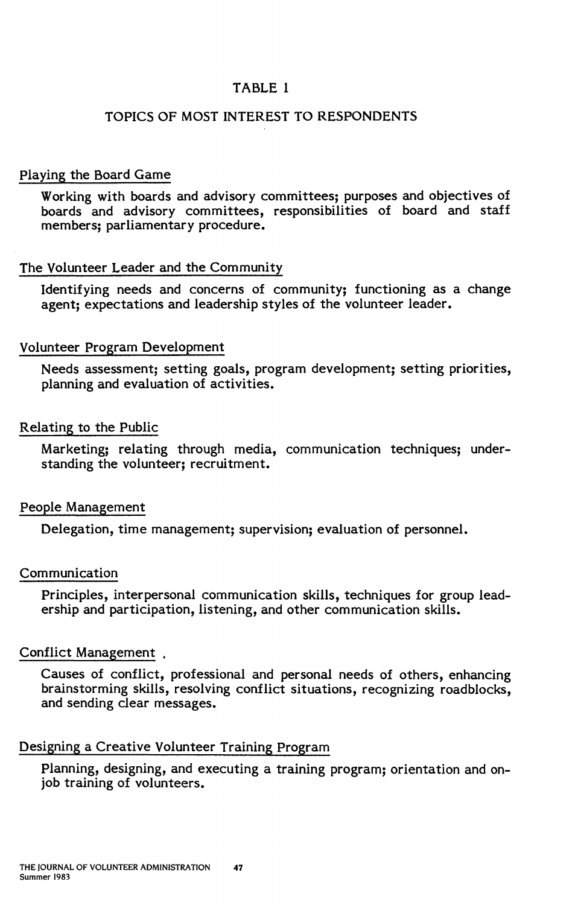## TABLE 1

### TOPICS OF MOST INTEREST TO RESPONDENTS

Playing the Board Game

Working with boards and advisory committees; purposes and objectives of boards and advisory committees, responsibilities of board and staff members; parliamentary procedure.

The Volunteer Leader and the Community

Identifying needs and concerns of community; functioning as a change agent; expectations and leadership styles of the volunteer leader.

Volunteer Program Development

Needs assessment; setting goals, program development; setting priorities, planning and evaluation of activities.

Relating to the Public

Marketing; relating through media, communication techniques; understanding the volunteer; recruitment.

People Management

Delegation, time management; supervision; evaluation of personnel.

Communication

Principles, interpersonal communication skills, techniques for group leadership and participation, listening, and other communication skills.

Conflict Management

Causes of conflict, professional and personal needs of others, enhancing brainstorming skills, resolving conflict situations, recognizing roadblocks, and sending clear messages.

Designing a Creative Volunteer Training Program

Planning, designing, and executing a training program; orientation and on-job training of volunteers.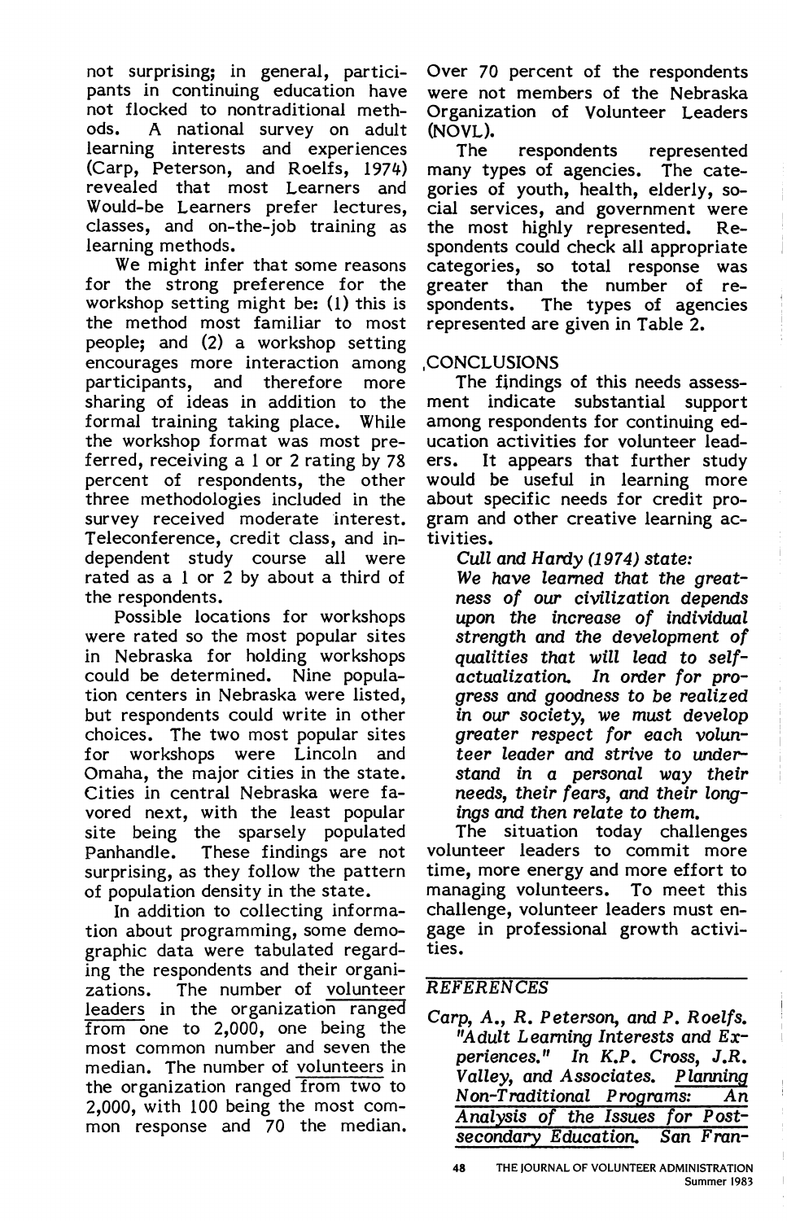not surprising; in general, participants in continuing education have not flocked to nontraditional methods. A national survey on adult learning interests and experiences (Carp, Peterson, and Roelfs, 1974) revealed that most Learners and Would-be Learners prefer lectures, classes, and on-the-job training as learning methods.

We might infer that some reasons for the strong preference for the workshop setting might be: (1) this is the method most familiar to most people; and (2) a workshop setting encourages more interaction among participants, and therefore more sharing of ideas in addition to the formal training taking place. While the workshop format was most preferred, receiving a 1 or 2 rating by 78 percent of respondents, the other three methodologies included in the survey received moderate interest. Teleconference, credit class, and independent study course all were rated as a 1 or 2 by about a third of the respondents.

Possible locations for workshops were rated so the most popular sites in Nebraska for holding workshops could be determined. Nine population centers in Nebraska were listed, but respondents could write in other choices. The two most popular sites for workshops were Lincoln and Omaha, the major cities in the state. Cities in central Nebraska were favored next, with the least popular site being the sparsely populated Panhandle. These findings are not surprising, as they follow the pattern of population density in the state.

In addition to collecting information about programming, some demographic data were tabulated regarding the respondents and their organizations. The number of volunteer leaders in the organization ranged from one to 2,000, one being the most common number and seven the median. The number of volunteers in the organization ranged from two to 2,000, with 100 being the most common response and 70 the median. Over 70 percent of the respondents were not members of the Nebraska Organization of Volunteer Leaders (NOVL).

The respondents represented many types of agencies. The categories of youth, health, elderly, social services, and government were the most highly represented. Respondents could check all appropriate categories, so total response was greater than the number of respondents. The types of agencies represented are given in Table 2.

## CONCLUSIONS

The findings of this needs assessment indicate substantial support among respondents for continuing education activities for volunteer leaders. It appears that further study would be useful in learning more about specific needs for credit program and other creative learning activities.

*Cull and Hardy (1974) state:*

*We have learned that the greatness of our civilization depends upon the increase of individual strength and the development of qualities that will lead to self-actualization. In order for progress and goodness to be realized in our society, we must develop greater respect for each volunteer leader and strive to understand in a personal way their needs, their fears, and their longings and then relate to them.*

The situation today challenges volunteer leaders to commit more time, more energy and more effort to managing volunteers. To meet this challenge, volunteer leaders must engage in professional growth activities.

## REFERENCES

*Carp, A., R. Peterson, and P. Roelfs. "Adult Learning Interests and Experiences." In K.P. Cross, J.R. Valley, and Associates. Planning Non-Traditional Programs: An Analysis of the Issues for Post-secondary Education. San Fran-*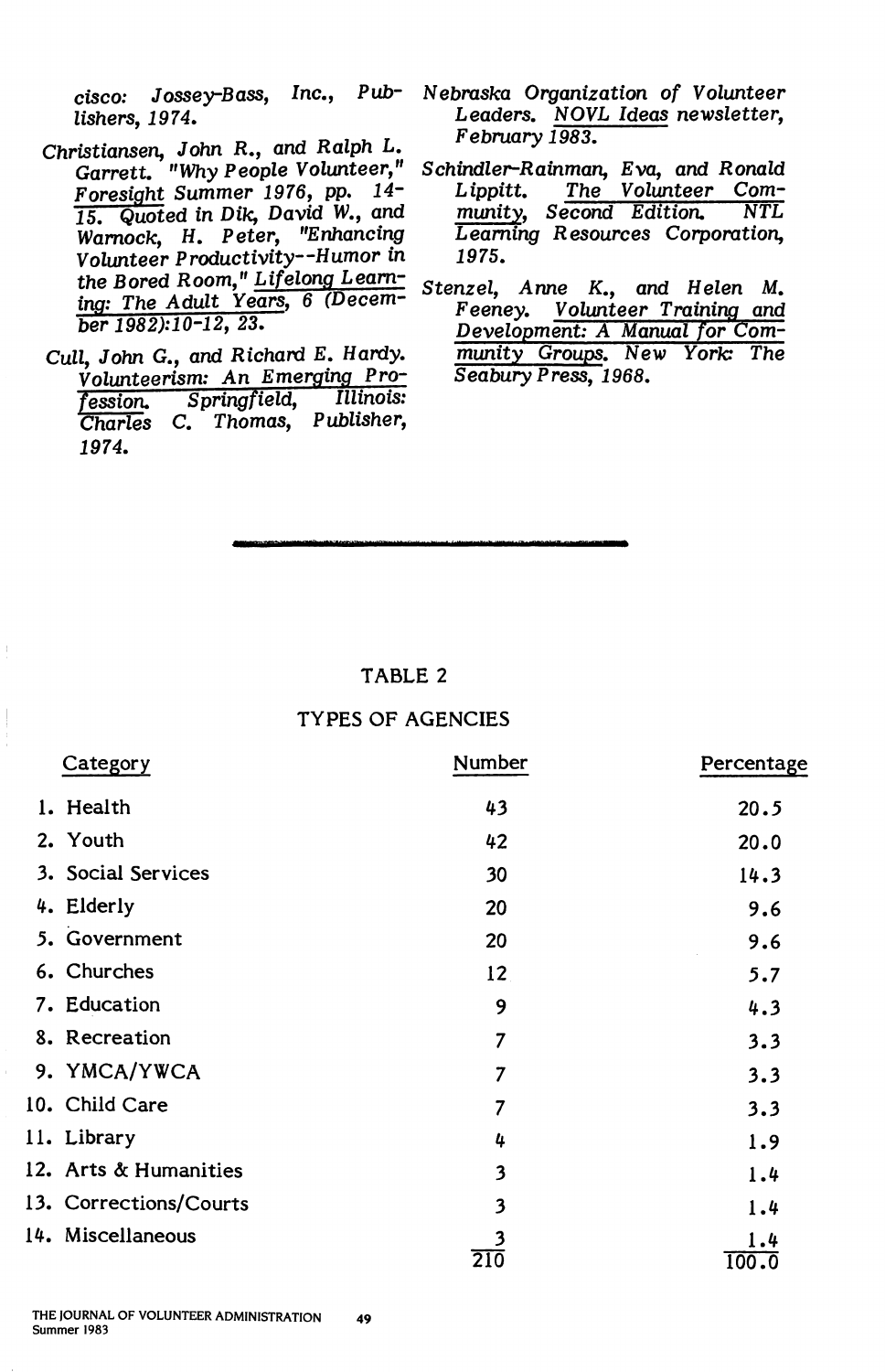*cisco: Jossey-Bass, Inc., Publishers, 1974.*

*Christiansen, John R., and Ralph L. Garrett. "Why People Volunteer," Foresight Summer 1976, pp. 14-15. Quoted in Dik, David W., and Warnock, H. Peter, "Enhancing Volunteer Productivity--Humor in the Bored Room," Lifelong Learning: The Adult Years, 6 (December 1982):10-12, 23.*

*Cull, John G., and Richard E. Hardy. Volunteerism: An Emerging Profession. Springfield, Illinois: Charles C. Thomas, Publisher, 1974.*

*Nebraska Organization of Volunteer Leaders. NOVL Ideas newsletter, February 1983.*

*Schindler-Rainman, Eva, and Ronald Lippitt. The Volunteer Community, Second Edition. NTL Learning Resources Corporation, 1975.*

*Stenzel, Anne K., and Helen M. Feeney. Volunteer Training and Development: A Manual for Community Groups. New York: The Seabury Press, 1968.*

---

TABLE 2

TYPES OF AGENCIES

| Category | Number | Percentage |
|---|---|---|
| 1. Health | 43 | 20.5 |
| 2. Youth | 42 | 20.0 |
| 3. Social Services | 30 | 14.3 |
| 4. Elderly | 20 | 9.6 |
| 5. Government | 20 | 9.6 |
| 6. Churches | 12 | 5.7 |
| 7. Education | 9 | 4.3 |
| 8. Recreation | 7 | 3.3 |
| 9. YMCA/YWCA | 7 | 3.3 |
| 10. Child Care | 7 | 3.3 |
| 11. Library | 4 | 1.9 |
| 12. Arts & Humanities | 3 | 1.4 |
| 13. Corrections/Courts | 3 | 1.4 |
| 14. Miscellaneous | 3 | 1.4 |
| | 210 | 100.0 |